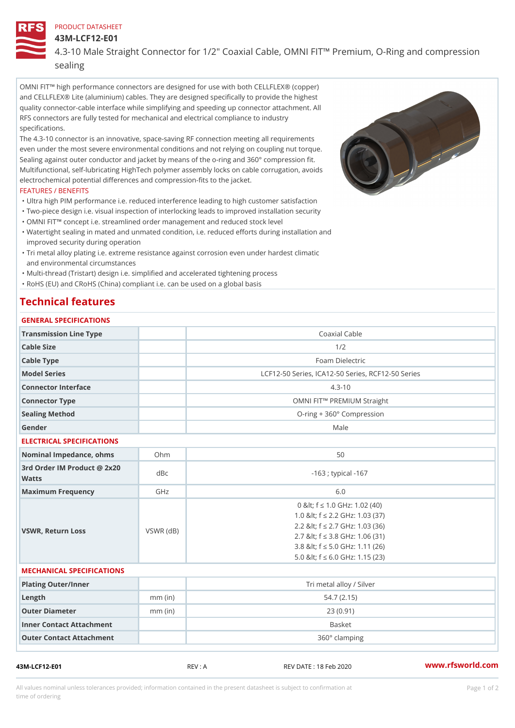PRODUCT DATASHEET

# 43M-LCF12-E01

## 4.3-10 Male Straight Connector for 1/2" Coaxial Cable, OMNI FIT™ Premium, O-Ring and compression sealing

OMNI FIT™ high performance connectors are designed for use with both CELLFLEX® (copper) and CELLFLEX® Lite (aluminium) cables. They are designed specifically to provide the highest quality connector-cable interface while simplifying and speeding up connector attachment. All RFS connectors are fully tested for mechanical and electrical compliance to industry specifications.

The 4.3-10 connector is an innovative, space-saving RF connection meeting all requirements even under the most severe environmental conditions and not relying on coupling nut torque. Sealing against outer conductor and jacket by means of the o-ring and 360° compression fit. Multifunctional, self-lubricating HighTech polymer assembly locks on cable corrugation, avoids electrochemical potential differences and compression-fits to the jacket.

FEATURES / BENEFITS

- Ultra high PIM performance i.e. reduced interference leading to high customer satisfaction
- Two-piece design i.e. visual inspection of interlocking leads to improved installation security
- OMNI FIT™ concept i.e. streamlined order management and reduced stock level
- Watertight sealing in mated and unmated condition, i.e. reduced efforts during installation and improved security during operation
- Tri metal alloy plating i.e. extreme resistance against corrosion even under hardest climatic and environmental circumstances
- Multi-thread (Tristart) design i.e. simplified and accelerated tightening process
- RoHS (EU) and CRoHS (China) compliant i.e. can be used on a global basis

## Technical features

### GENERAL SPECIFICATIONS

| | | |
|---|---|---|
| Transmission Line Type | | Coaxial Cable |
| Cable Size | | 1/2 |
| Cable Type | | Foam Dielectric |
| Model Series | | LCF12-50 Series, ICA12-50 Series, RCF12-50 Series |
| Connector Interface | | 4.3-10 |
| Connector Type | | OMNI FIT™ PREMIUM Straight |
| Sealing Method | | O-ring + 360° Compression |
| Gender | | Male |

### ELECTRICAL SPECIFICATIONS

| | | |
|---|---|---|
| Nominal Impedance, ohms | Ohm | 50 |
| 3rd Order IM Product @ 2x20 Watts | dBc | -163 ; typical -167 |
| Maximum Frequency | GHz | 6.0 |
| VSWR, Return Loss | VSWR (dB) | 0 &lt; f ≤ 1.0 GHz: 1.02 (40)<br>1.0 &lt; f ≤ 2.2 GHz: 1.03 (37)<br>2.2 &lt; f ≤ 2.7 GHz: 1.03 (36)<br>2.7 &lt; f ≤ 3.8 GHz: 1.06 (31)<br>3.8 &lt; f ≤ 5.0 GHz: 1.11 (26)<br>5.0 &lt; f ≤ 6.0 GHz: 1.15 (23) |

### MECHANICAL SPECIFICATIONS

| | | |
|---|---|---|
| Plating Outer/Inner | | Tri metal alloy / Silver |
| Length | mm (in) | 54.7 (2.15) |
| Outer Diameter | mm (in) | 23 (0.91) |
| Inner Contact Attachment | | Basket |
| Outer Contact Attachment | | 360° clamping |

43M-LCF12-E01 REV : A REV DATE : 18 Feb 2020 www.rfsworld.com

All values nominal unless tolerances provided; information contained in the present datasheet is subject to confirmation at time of ordering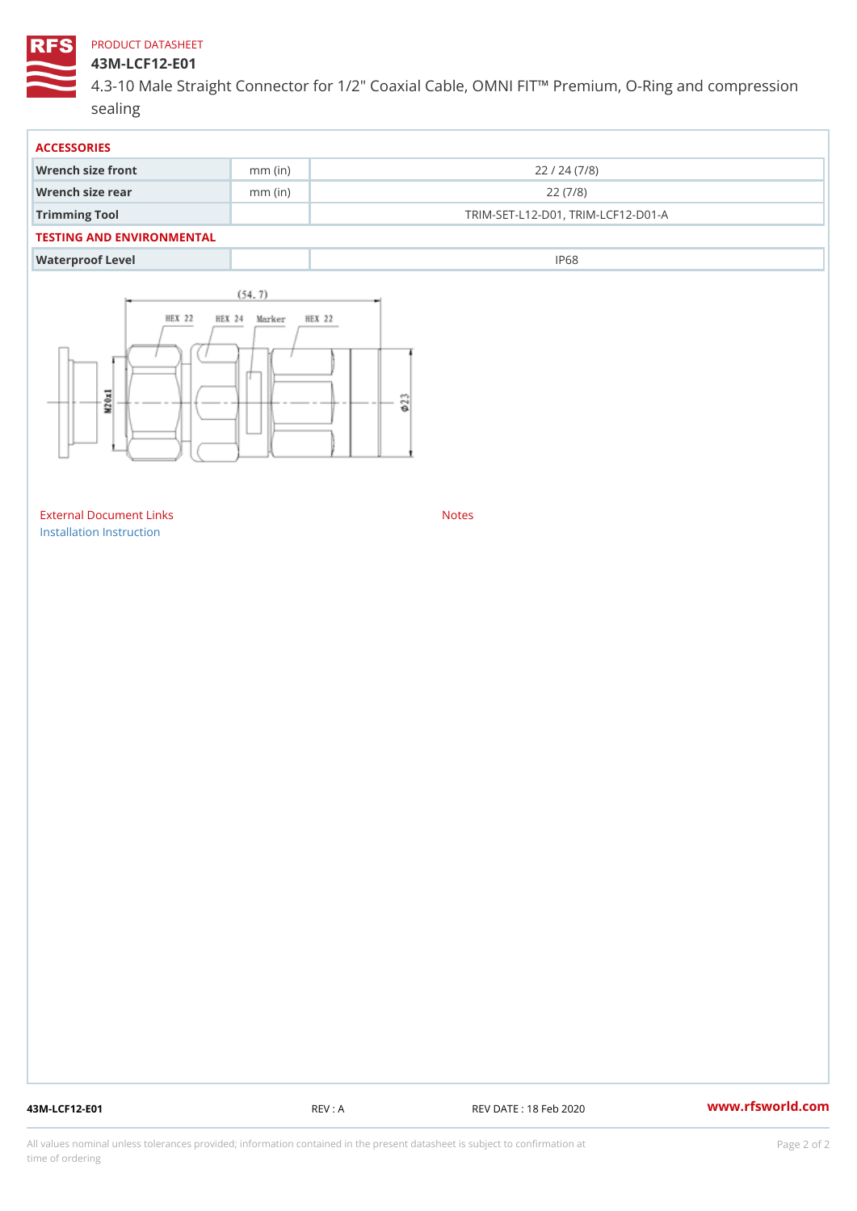PRODUCT DATASHEET

# 43M-LCF12-E01

4.3-10 Male Straight Connector for 1/2" Coaxial Cable, OMNI FIT™ Premium, O-Ring and compression sealing

## ACCESSORIES

| | | |
|---|---|---|
| Wrench size front | mm (in) | 22 / 24 (7/8) |
| Wrench size rear | mm (in) | 22 (7/8) |
| Trimming Tool | | TRIM-SET-L12-D01, TRIM-LCF12-D01-A |

## TESTING AND ENVIRONMENTAL

| | | |
|---|---|---|
| Waterproof Level | | IP68 |

(54.7)

HEX 22 HEX 24 Marker HEX 22

M20x1

Φ23

External Document Links

Installation Instruction

Notes

43M-LCF12-E01 REV : A REV DATE : 18 Feb 2020 www.rfsworld.com

All values nominal unless tolerances provided; information contained in the present datasheet is subject to confirmation at time of ordering